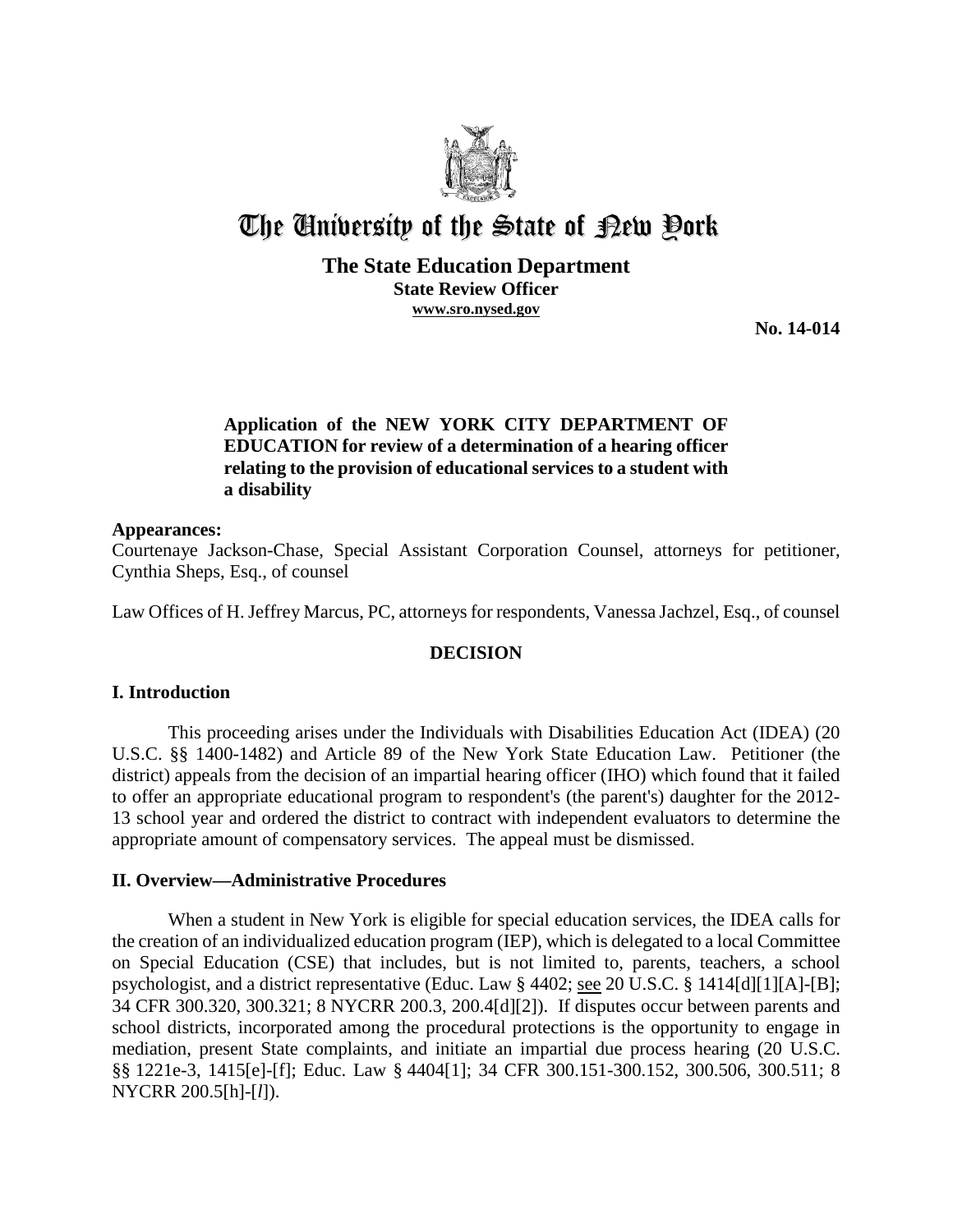# The University of the State of New York

## The State Education Department

**State Review Officer**
**www.sro.nysed.gov**

**No. 14-014**

**Application of the NEW YORK CITY DEPARTMENT OF EDUCATION for review of a determination of a hearing officer relating to the provision of educational services to a student with a disability**

**Appearances:**
Courtenaye Jackson-Chase, Special Assistant Corporation Counsel, attorneys for petitioner, Cynthia Sheps, Esq., of counsel

Law Offices of H. Jeffrey Marcus, PC, attorneys for respondents, Vanessa Jachzel, Esq., of counsel

**DECISION**

## I. Introduction

This proceeding arises under the Individuals with Disabilities Education Act (IDEA) (20 U.S.C. §§ 1400-1482) and Article 89 of the New York State Education Law. Petitioner (the district) appeals from the decision of an impartial hearing officer (IHO) which found that it failed to offer an appropriate educational program to respondent's (the parent's) daughter for the 2012-13 school year and ordered the district to contract with independent evaluators to determine the appropriate amount of compensatory services. The appeal must be dismissed.

## II. Overview—Administrative Procedures

When a student in New York is eligible for special education services, the IDEA calls for the creation of an individualized education program (IEP), which is delegated to a local Committee on Special Education (CSE) that includes, but is not limited to, parents, teachers, a school psychologist, and a district representative (Educ. Law § 4402; see 20 U.S.C. § 1414[d][1][A]-[B]; 34 CFR 300.320, 300.321; 8 NYCRR 200.3, 200.4[d][2]). If disputes occur between parents and school districts, incorporated among the procedural protections is the opportunity to engage in mediation, present State complaints, and initiate an impartial due process hearing (20 U.S.C. §§ 1221e-3, 1415[e]-[f]; Educ. Law § 4404[1]; 34 CFR 300.151-300.152, 300.506, 300.511; 8 NYCRR 200.5[h]-[*l*]).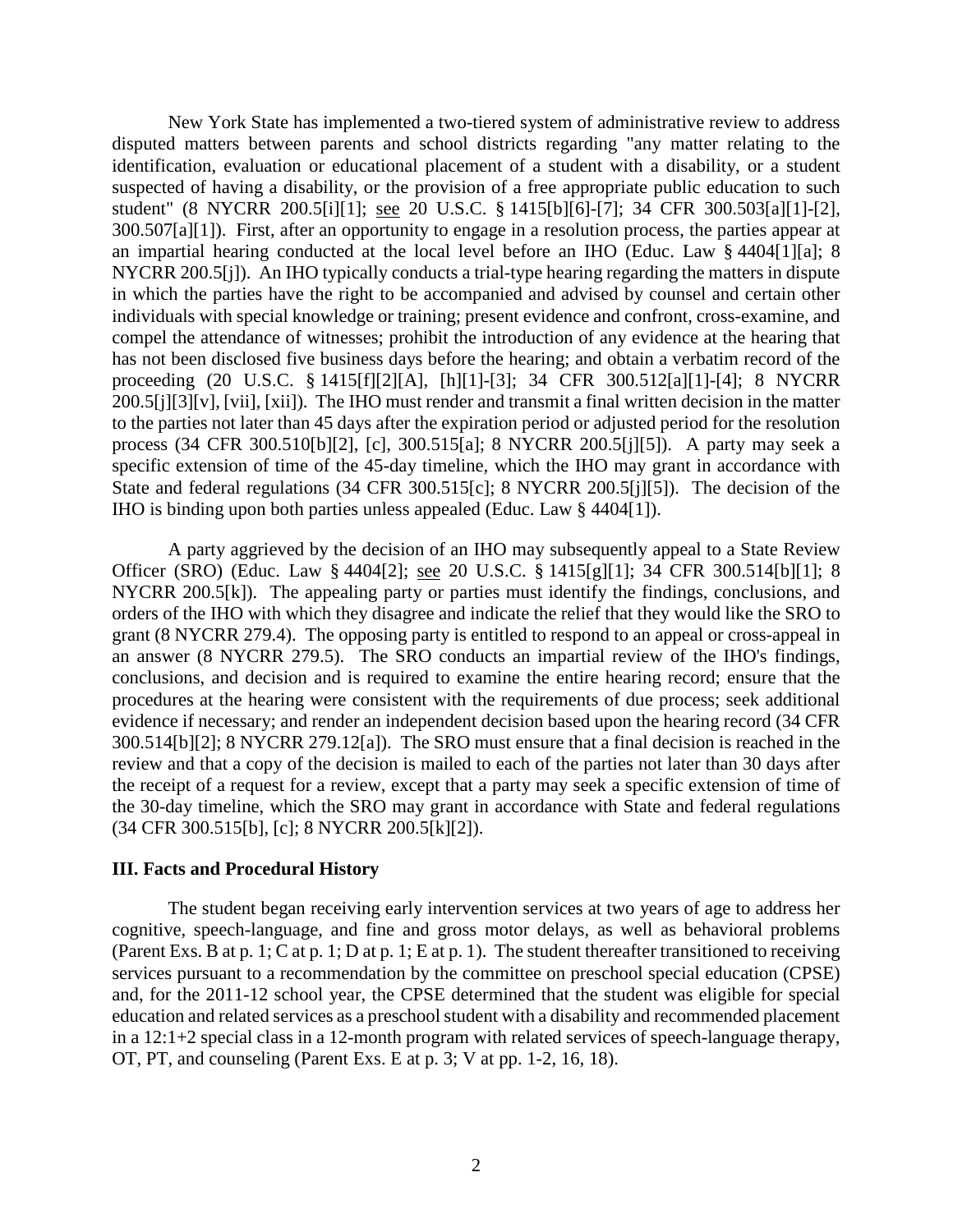New York State has implemented a two-tiered system of administrative review to address disputed matters between parents and school districts regarding "any matter relating to the identification, evaluation or educational placement of a student with a disability, or a student suspected of having a disability, or the provision of a free appropriate public education to such student" (8 NYCRR 200.5[i][1]; see 20 U.S.C. § 1415[b][6]-[7]; 34 CFR 300.503[a][1]-[2], 300.507[a][1]). First, after an opportunity to engage in a resolution process, the parties appear at an impartial hearing conducted at the local level before an IHO (Educ. Law § 4404[1][a]; 8 NYCRR 200.5[j]). An IHO typically conducts a trial-type hearing regarding the matters in dispute in which the parties have the right to be accompanied and advised by counsel and certain other individuals with special knowledge or training; present evidence and confront, cross-examine, and compel the attendance of witnesses; prohibit the introduction of any evidence at the hearing that has not been disclosed five business days before the hearing; and obtain a verbatim record of the proceeding (20 U.S.C. § 1415[f][2][A], [h][1]-[3]; 34 CFR 300.512[a][1]-[4]; 8 NYCRR 200.5[j][3][v], [vii], [xii]). The IHO must render and transmit a final written decision in the matter to the parties not later than 45 days after the expiration period or adjusted period for the resolution process (34 CFR 300.510[b][2], [c], 300.515[a]; 8 NYCRR 200.5[j][5]). A party may seek a specific extension of time of the 45-day timeline, which the IHO may grant in accordance with State and federal regulations (34 CFR 300.515[c]; 8 NYCRR 200.5[j][5]). The decision of the IHO is binding upon both parties unless appealed (Educ. Law § 4404[1]).

A party aggrieved by the decision of an IHO may subsequently appeal to a State Review Officer (SRO) (Educ. Law § 4404[2]; see 20 U.S.C. § 1415[g][1]; 34 CFR 300.514[b][1]; 8 NYCRR 200.5[k]). The appealing party or parties must identify the findings, conclusions, and orders of the IHO with which they disagree and indicate the relief that they would like the SRO to grant (8 NYCRR 279.4). The opposing party is entitled to respond to an appeal or cross-appeal in an answer (8 NYCRR 279.5). The SRO conducts an impartial review of the IHO's findings, conclusions, and decision and is required to examine the entire hearing record; ensure that the procedures at the hearing were consistent with the requirements of due process; seek additional evidence if necessary; and render an independent decision based upon the hearing record (34 CFR 300.514[b][2]; 8 NYCRR 279.12[a]). The SRO must ensure that a final decision is reached in the review and that a copy of the decision is mailed to each of the parties not later than 30 days after the receipt of a request for a review, except that a party may seek a specific extension of time of the 30-day timeline, which the SRO may grant in accordance with State and federal regulations (34 CFR 300.515[b], [c]; 8 NYCRR 200.5[k][2]).

### III. Facts and Procedural History

The student began receiving early intervention services at two years of age to address her cognitive, speech-language, and fine and gross motor delays, as well as behavioral problems (Parent Exs. B at p. 1; C at p. 1; D at p. 1; E at p. 1). The student thereafter transitioned to receiving services pursuant to a recommendation by the committee on preschool special education (CPSE) and, for the 2011-12 school year, the CPSE determined that the student was eligible for special education and related services as a preschool student with a disability and recommended placement in a 12:1+2 special class in a 12-month program with related services of speech-language therapy, OT, PT, and counseling (Parent Exs. E at p. 3; V at pp. 1-2, 16, 18).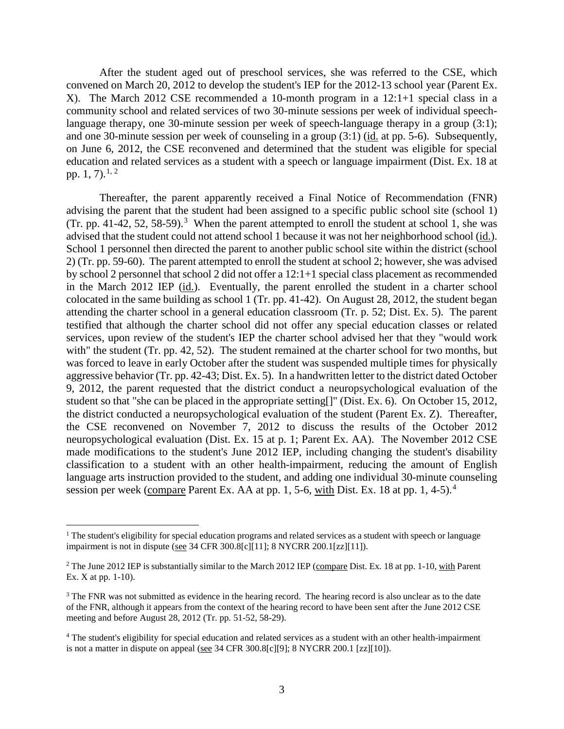After the student aged out of preschool services, she was referred to the CSE, which convened on March 20, 2012 to develop the student's IEP for the 2012-13 school year (Parent Ex. X). The March 2012 CSE recommended a 10-month program in a 12:1+1 special class in a community school and related services of two 30-minute sessions per week of individual speech-language therapy, one 30-minute session per week of speech-language therapy in a group (3:1); and one 30-minute session per week of counseling in a group (3:1) (id. at pp. 5-6). Subsequently, on June 6, 2012, the CSE reconvened and determined that the student was eligible for special education and related services as a student with a speech or language impairment (Dist. Ex. 18 at pp. 1, 7).[1, 2]

Thereafter, the parent apparently received a Final Notice of Recommendation (FNR) advising the parent that the student had been assigned to a specific public school site (school 1) (Tr. pp. 41-42, 52, 58-59).[3] When the parent attempted to enroll the student at school 1, she was advised that the student could not attend school 1 because it was not her neighborhood school (id.). School 1 personnel then directed the parent to another public school site within the district (school 2) (Tr. pp. 59-60). The parent attempted to enroll the student at school 2; however, she was advised by school 2 personnel that school 2 did not offer a 12:1+1 special class placement as recommended in the March 2012 IEP (id.). Eventually, the parent enrolled the student in a charter school colocated in the same building as school 1 (Tr. pp. 41-42). On August 28, 2012, the student began attending the charter school in a general education classroom (Tr. p. 52; Dist. Ex. 5). The parent testified that although the charter school did not offer any special education classes or related services, upon review of the student's IEP the charter school advised her that they "would work with" the student (Tr. pp. 42, 52). The student remained at the charter school for two months, but was forced to leave in early October after the student was suspended multiple times for physically aggressive behavior (Tr. pp. 42-43; Dist. Ex. 5). In a handwritten letter to the district dated October 9, 2012, the parent requested that the district conduct a neuropsychological evaluation of the student so that "she can be placed in the appropriate setting[]" (Dist. Ex. 6). On October 15, 2012, the district conducted a neuropsychological evaluation of the student (Parent Ex. Z). Thereafter, the CSE reconvened on November 7, 2012 to discuss the results of the October 2012 neuropsychological evaluation (Dist. Ex. 15 at p. 1; Parent Ex. AA). The November 2012 CSE made modifications to the student's June 2012 IEP, including changing the student's disability classification to a student with an other health-impairment, reducing the amount of English language arts instruction provided to the student, and adding one individual 30-minute counseling session per week (compare Parent Ex. AA at pp. 1, 5-6, with Dist. Ex. 18 at pp. 1, 4-5).[4]

[1] The student's eligibility for special education programs and related services as a student with speech or language impairment is not in dispute (see 34 CFR 300.8[c][11]; 8 NYCRR 200.1[zz][11]).

[2] The June 2012 IEP is substantially similar to the March 2012 IEP (compare Dist. Ex. 18 at pp. 1-10, with Parent Ex. X at pp. 1-10).

[3] The FNR was not submitted as evidence in the hearing record. The hearing record is also unclear as to the date of the FNR, although it appears from the context of the hearing record to have been sent after the June 2012 CSE meeting and before August 28, 2012 (Tr. pp. 51-52, 58-29).

[4] The student's eligibility for special education and related services as a student with an other health-impairment is not a matter in dispute on appeal (see 34 CFR 300.8[c][9]; 8 NYCRR 200.1 [zz][10]).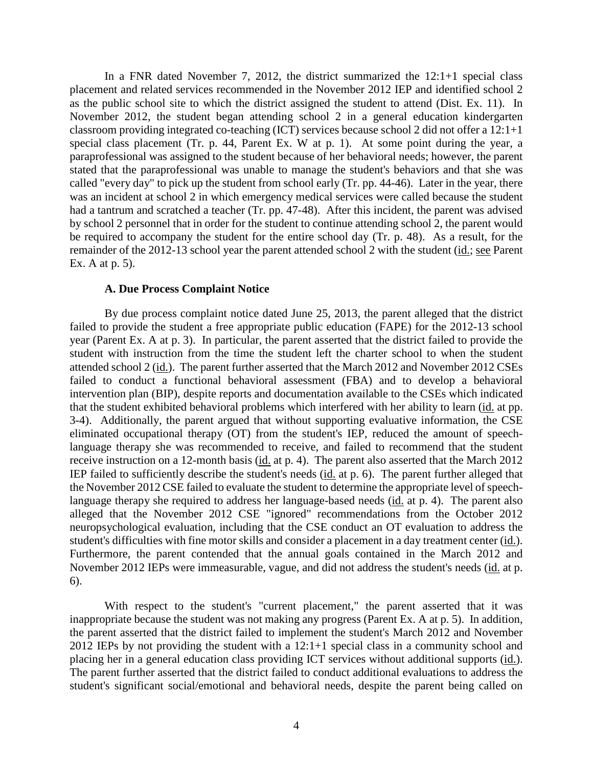In a FNR dated November 7, 2012, the district summarized the 12:1+1 special class placement and related services recommended in the November 2012 IEP and identified school 2 as the public school site to which the district assigned the student to attend (Dist. Ex. 11). In November 2012, the student began attending school 2 in a general education kindergarten classroom providing integrated co-teaching (ICT) services because school 2 did not offer a 12:1+1 special class placement (Tr. p. 44, Parent Ex. W at p. 1). At some point during the year, a paraprofessional was assigned to the student because of her behavioral needs; however, the parent stated that the paraprofessional was unable to manage the student's behaviors and that she was called "every day" to pick up the student from school early (Tr. pp. 44-46). Later in the year, there was an incident at school 2 in which emergency medical services were called because the student had a tantrum and scratched a teacher (Tr. pp. 47-48). After this incident, the parent was advised by school 2 personnel that in order for the student to continue attending school 2, the parent would be required to accompany the student for the entire school day (Tr. p. 48). As a result, for the remainder of the 2012-13 school year the parent attended school 2 with the student (id.; see Parent Ex. A at p. 5).

### A. Due Process Complaint Notice

By due process complaint notice dated June 25, 2013, the parent alleged that the district failed to provide the student a free appropriate public education (FAPE) for the 2012-13 school year (Parent Ex. A at p. 3). In particular, the parent asserted that the district failed to provide the student with instruction from the time the student left the charter school to when the student attended school 2 (id.). The parent further asserted that the March 2012 and November 2012 CSEs failed to conduct a functional behavioral assessment (FBA) and to develop a behavioral intervention plan (BIP), despite reports and documentation available to the CSEs which indicated that the student exhibited behavioral problems which interfered with her ability to learn (id. at pp. 3-4). Additionally, the parent argued that without supporting evaluative information, the CSE eliminated occupational therapy (OT) from the student's IEP, reduced the amount of speech-language therapy she was recommended to receive, and failed to recommend that the student receive instruction on a 12-month basis (id. at p. 4). The parent also asserted that the March 2012 IEP failed to sufficiently describe the student's needs (id. at p. 6). The parent further alleged that the November 2012 CSE failed to evaluate the student to determine the appropriate level of speech-language therapy she required to address her language-based needs (id. at p. 4). The parent also alleged that the November 2012 CSE "ignored" recommendations from the October 2012 neuropsychological evaluation, including that the CSE conduct an OT evaluation to address the student's difficulties with fine motor skills and consider a placement in a day treatment center (id.). Furthermore, the parent contended that the annual goals contained in the March 2012 and November 2012 IEPs were immeasurable, vague, and did not address the student's needs (id. at p. 6).

With respect to the student's "current placement," the parent asserted that it was inappropriate because the student was not making any progress (Parent Ex. A at p. 5). In addition, the parent asserted that the district failed to implement the student's March 2012 and November 2012 IEPs by not providing the student with a 12:1+1 special class in a community school and placing her in a general education class providing ICT services without additional supports (id.). The parent further asserted that the district failed to conduct additional evaluations to address the student's significant social/emotional and behavioral needs, despite the parent being called on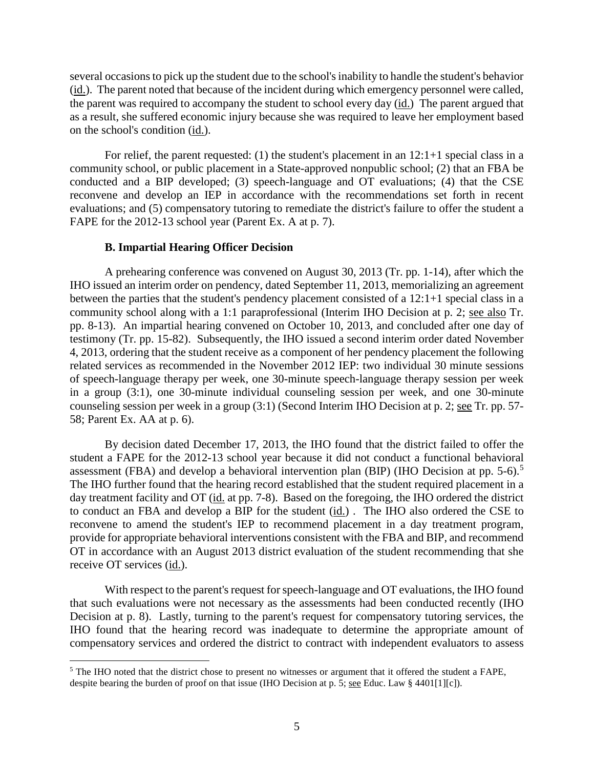several occasions to pick up the student due to the school's inability to handle the student's behavior (id.). The parent noted that because of the incident during which emergency personnel were called, the parent was required to accompany the student to school every day (id.) The parent argued that as a result, she suffered economic injury because she was required to leave her employment based on the school's condition (id.).

For relief, the parent requested: (1) the student's placement in an 12:1+1 special class in a community school, or public placement in a State-approved nonpublic school; (2) that an FBA be conducted and a BIP developed; (3) speech-language and OT evaluations; (4) that the CSE reconvene and develop an IEP in accordance with the recommendations set forth in recent evaluations; and (5) compensatory tutoring to remediate the district's failure to offer the student a FAPE for the 2012-13 school year (Parent Ex. A at p. 7).

### B. Impartial Hearing Officer Decision

A prehearing conference was convened on August 30, 2013 (Tr. pp. 1-14), after which the IHO issued an interim order on pendency, dated September 11, 2013, memorializing an agreement between the parties that the student's pendency placement consisted of a 12:1+1 special class in a community school along with a 1:1 paraprofessional (Interim IHO Decision at p. 2; see also Tr. pp. 8-13). An impartial hearing convened on October 10, 2013, and concluded after one day of testimony (Tr. pp. 15-82). Subsequently, the IHO issued a second interim order dated November 4, 2013, ordering that the student receive as a component of her pendency placement the following related services as recommended in the November 2012 IEP: two individual 30 minute sessions of speech-language therapy per week, one 30-minute speech-language therapy session per week in a group (3:1), one 30-minute individual counseling session per week, and one 30-minute counseling session per week in a group (3:1) (Second Interim IHO Decision at p. 2; see Tr. pp. 57-58; Parent Ex. AA at p. 6).

By decision dated December 17, 2013, the IHO found that the district failed to offer the student a FAPE for the 2012-13 school year because it did not conduct a functional behavioral assessment (FBA) and develop a behavioral intervention plan (BIP) (IHO Decision at pp. 5-6).[5] The IHO further found that the hearing record established that the student required placement in a day treatment facility and OT (id. at pp. 7-8). Based on the foregoing, the IHO ordered the district to conduct an FBA and develop a BIP for the student (id.) . The IHO also ordered the CSE to reconvene to amend the student's IEP to recommend placement in a day treatment program, provide for appropriate behavioral interventions consistent with the FBA and BIP, and recommend OT in accordance with an August 2013 district evaluation of the student recommending that she receive OT services (id.).

With respect to the parent's request for speech-language and OT evaluations, the IHO found that such evaluations were not necessary as the assessments had been conducted recently (IHO Decision at p. 8). Lastly, turning to the parent's request for compensatory tutoring services, the IHO found that the hearing record was inadequate to determine the appropriate amount of compensatory services and ordered the district to contract with independent evaluators to assess

[5] The IHO noted that the district chose to present no witnesses or argument that it offered the student a FAPE, despite bearing the burden of proof on that issue (IHO Decision at p. 5; see Educ. Law § 4401[1][c]).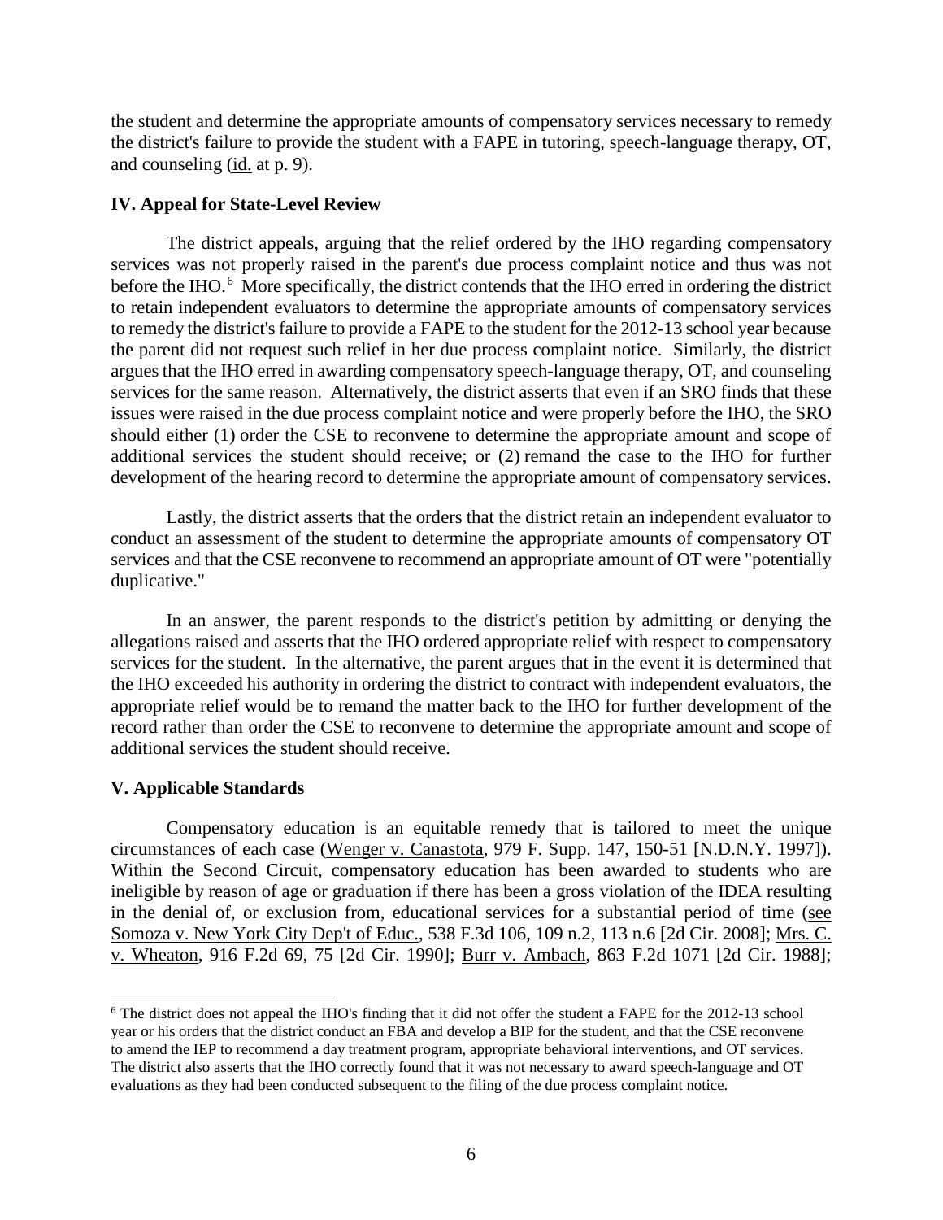the student and determine the appropriate amounts of compensatory services necessary to remedy the district's failure to provide the student with a FAPE in tutoring, speech-language therapy, OT, and counseling (id. at p. 9).

## IV. Appeal for State-Level Review

The district appeals, arguing that the relief ordered by the IHO regarding compensatory services was not properly raised in the parent's due process complaint notice and thus was not before the IHO.[6] More specifically, the district contends that the IHO erred in ordering the district to retain independent evaluators to determine the appropriate amounts of compensatory services to remedy the district's failure to provide a FAPE to the student for the 2012-13 school year because the parent did not request such relief in her due process complaint notice. Similarly, the district argues that the IHO erred in awarding compensatory speech-language therapy, OT, and counseling services for the same reason. Alternatively, the district asserts that even if an SRO finds that these issues were raised in the due process complaint notice and were properly before the IHO, the SRO should either (1) order the CSE to reconvene to determine the appropriate amount and scope of additional services the student should receive; or (2) remand the case to the IHO for further development of the hearing record to determine the appropriate amount of compensatory services.

Lastly, the district asserts that the orders that the district retain an independent evaluator to conduct an assessment of the student to determine the appropriate amounts of compensatory OT services and that the CSE reconvene to recommend an appropriate amount of OT were "potentially duplicative."

In an answer, the parent responds to the district's petition by admitting or denying the allegations raised and asserts that the IHO ordered appropriate relief with respect to compensatory services for the student. In the alternative, the parent argues that in the event it is determined that the IHO exceeded his authority in ordering the district to contract with independent evaluators, the appropriate relief would be to remand the matter back to the IHO for further development of the record rather than order the CSE to reconvene to determine the appropriate amount and scope of additional services the student should receive.

## V. Applicable Standards

Compensatory education is an equitable remedy that is tailored to meet the unique circumstances of each case (Wenger v. Canastota, 979 F. Supp. 147, 150-51 [N.D.N.Y. 1997]). Within the Second Circuit, compensatory education has been awarded to students who are ineligible by reason of age or graduation if there has been a gross violation of the IDEA resulting in the denial of, or exclusion from, educational services for a substantial period of time (see Somoza v. New York City Dep't of Educ., 538 F.3d 106, 109 n.2, 113 n.6 [2d Cir. 2008]; Mrs. C. v. Wheaton, 916 F.2d 69, 75 [2d Cir. 1990]; Burr v. Ambach, 863 F.2d 1071 [2d Cir. 1988];

---

[6] The district does not appeal the IHO's finding that it did not offer the student a FAPE for the 2012-13 school year or his orders that the district conduct an FBA and develop a BIP for the student, and that the CSE reconvene to amend the IEP to recommend a day treatment program, appropriate behavioral interventions, and OT services. The district also asserts that the IHO correctly found that it was not necessary to award speech-language and OT evaluations as they had been conducted subsequent to the filing of the due process complaint notice.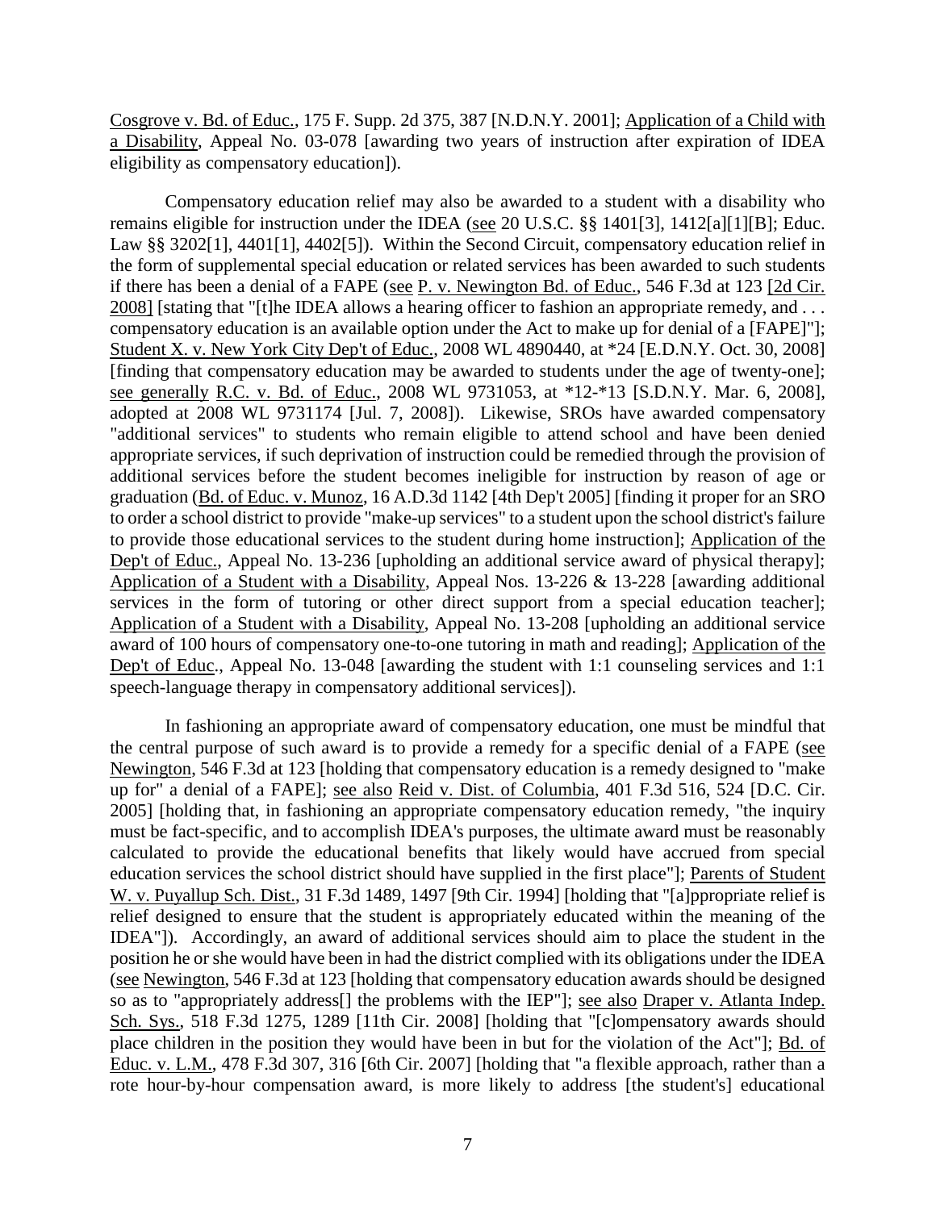Cosgrove v. Bd. of Educ., 175 F. Supp. 2d 375, 387 [N.D.N.Y. 2001]; Application of a Child with a Disability, Appeal No. 03-078 [awarding two years of instruction after expiration of IDEA eligibility as compensatory education]).

Compensatory education relief may also be awarded to a student with a disability who remains eligible for instruction under the IDEA (see 20 U.S.C. §§ 1401[3], 1412[a][1][B]; Educ. Law §§ 3202[1], 4401[1], 4402[5]). Within the Second Circuit, compensatory education relief in the form of supplemental special education or related services has been awarded to such students if there has been a denial of a FAPE (see P. v. Newington Bd. of Educ., 546 F.3d at 123 [2d Cir. 2008] [stating that "[t]he IDEA allows a hearing officer to fashion an appropriate remedy, and . . . compensatory education is an available option under the Act to make up for denial of a [FAPE]"]; Student X. v. New York City Dep't of Educ., 2008 WL 4890440, at *24 [E.D.N.Y. Oct. 30, 2008] [finding that compensatory education may be awarded to students under the age of twenty-one]; see generally R.C. v. Bd. of Educ., 2008 WL 9731053, at *12-*13 [S.D.N.Y. Mar. 6, 2008], adopted at 2008 WL 9731174 [Jul. 7, 2008]). Likewise, SROs have awarded compensatory "additional services" to students who remain eligible to attend school and have been denied appropriate services, if such deprivation of instruction could be remedied through the provision of additional services before the student becomes ineligible for instruction by reason of age or graduation (Bd. of Educ. v. Munoz, 16 A.D.3d 1142 [4th Dep't 2005] [finding it proper for an SRO to order a school district to provide "make-up services" to a student upon the school district's failure to provide those educational services to the student during home instruction]; Application of the Dep't of Educ., Appeal No. 13-236 [upholding an additional service award of physical therapy]; Application of a Student with a Disability, Appeal Nos. 13-226 & 13-228 [awarding additional services in the form of tutoring or other direct support from a special education teacher]; Application of a Student with a Disability, Appeal No. 13-208 [upholding an additional service award of 100 hours of compensatory one-to-one tutoring in math and reading]; Application of the Dep't of Educ., Appeal No. 13-048 [awarding the student with 1:1 counseling services and 1:1 speech-language therapy in compensatory additional services]).

In fashioning an appropriate award of compensatory education, one must be mindful that the central purpose of such award is to provide a remedy for a specific denial of a FAPE (see Newington, 546 F.3d at 123 [holding that compensatory education is a remedy designed to "make up for" a denial of a FAPE]; see also Reid v. Dist. of Columbia, 401 F.3d 516, 524 [D.C. Cir. 2005] [holding that, in fashioning an appropriate compensatory education remedy, "the inquiry must be fact-specific, and to accomplish IDEA's purposes, the ultimate award must be reasonably calculated to provide the educational benefits that likely would have accrued from special education services the school district should have supplied in the first place"]; Parents of Student W. v. Puyallup Sch. Dist., 31 F.3d 1489, 1497 [9th Cir. 1994] [holding that "[a]ppropriate relief is relief designed to ensure that the student is appropriately educated within the meaning of the IDEA"]). Accordingly, an award of additional services should aim to place the student in the position he or she would have been in had the district complied with its obligations under the IDEA (see Newington, 546 F.3d at 123 [holding that compensatory education awards should be designed so as to "appropriately address[] the problems with the IEP"]; see also Draper v. Atlanta Indep. Sch. Sys., 518 F.3d 1275, 1289 [11th Cir. 2008] [holding that "[c]ompensatory awards should place children in the position they would have been in but for the violation of the Act"]; Bd. of Educ. v. L.M., 478 F.3d 307, 316 [6th Cir. 2007] [holding that "a flexible approach, rather than a rote hour-by-hour compensation award, is more likely to address [the student's] educational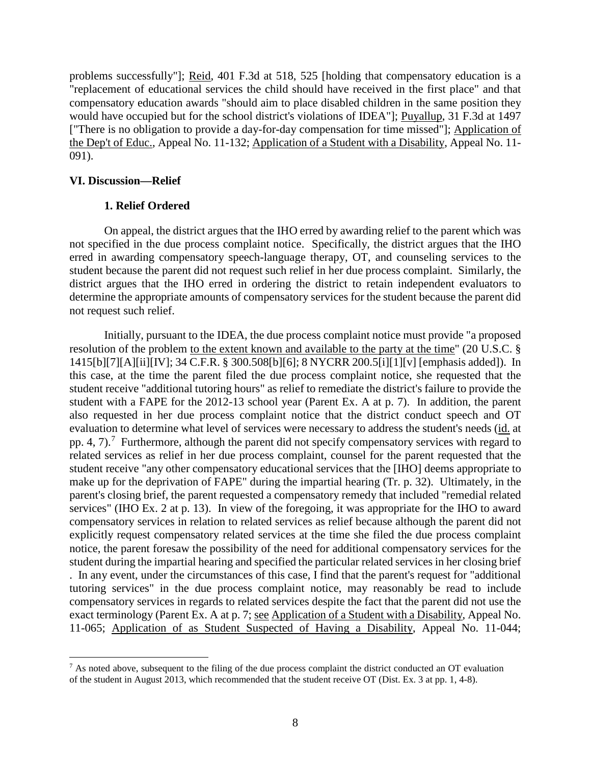problems successfully"]; Reid, 401 F.3d at 518, 525 [holding that compensatory education is a "replacement of educational services the child should have received in the first place" and that compensatory education awards "should aim to place disabled children in the same position they would have occupied but for the school district's violations of IDEA"]; Puyallup, 31 F.3d at 1497 ["There is no obligation to provide a day-for-day compensation for time missed"]; Application of the Dep't of Educ., Appeal No. 11-132; Application of a Student with a Disability, Appeal No. 11-091).

## VI. Discussion—Relief

### 1. Relief Ordered

On appeal, the district argues that the IHO erred by awarding relief to the parent which was not specified in the due process complaint notice. Specifically, the district argues that the IHO erred in awarding compensatory speech-language therapy, OT, and counseling services to the student because the parent did not request such relief in her due process complaint. Similarly, the district argues that the IHO erred in ordering the district to retain independent evaluators to determine the appropriate amounts of compensatory services for the student because the parent did not request such relief.

Initially, pursuant to the IDEA, the due process complaint notice must provide "a proposed resolution of the problem to the extent known and available to the party at the time" (20 U.S.C. § 1415[b][7][A][ii][IV]; 34 C.F.R. § 300.508[b][6]; 8 NYCRR 200.5[i][1][v] [emphasis added]). In this case, at the time the parent filed the due process complaint notice, she requested that the student receive "additional tutoring hours" as relief to remediate the district's failure to provide the student with a FAPE for the 2012-13 school year (Parent Ex. A at p. 7). In addition, the parent also requested in her due process complaint notice that the district conduct speech and OT evaluation to determine what level of services were necessary to address the student's needs (id. at pp. 4, 7).[7] Furthermore, although the parent did not specify compensatory services with regard to related services as relief in her due process complaint, counsel for the parent requested that the student receive "any other compensatory educational services that the [IHO] deems appropriate to make up for the deprivation of FAPE" during the impartial hearing (Tr. p. 32). Ultimately, in the parent's closing brief, the parent requested a compensatory remedy that included "remedial related services" (IHO Ex. 2 at p. 13). In view of the foregoing, it was appropriate for the IHO to award compensatory services in relation to related services as relief because although the parent did not explicitly request compensatory related services at the time she filed the due process complaint notice, the parent foresaw the possibility of the need for additional compensatory services for the student during the impartial hearing and specified the particular related services in her closing brief . In any event, under the circumstances of this case, I find that the parent's request for "additional tutoring services" in the due process complaint notice, may reasonably be read to include compensatory services in regards to related services despite the fact that the parent did not use the exact terminology (Parent Ex. A at p. 7; see Application of a Student with a Disability, Appeal No. 11-065; Application of as Student Suspected of Having a Disability, Appeal No. 11-044;

---

[7] As noted above, subsequent to the filing of the due process complaint the district conducted an OT evaluation of the student in August 2013, which recommended that the student receive OT (Dist. Ex. 3 at pp. 1, 4-8).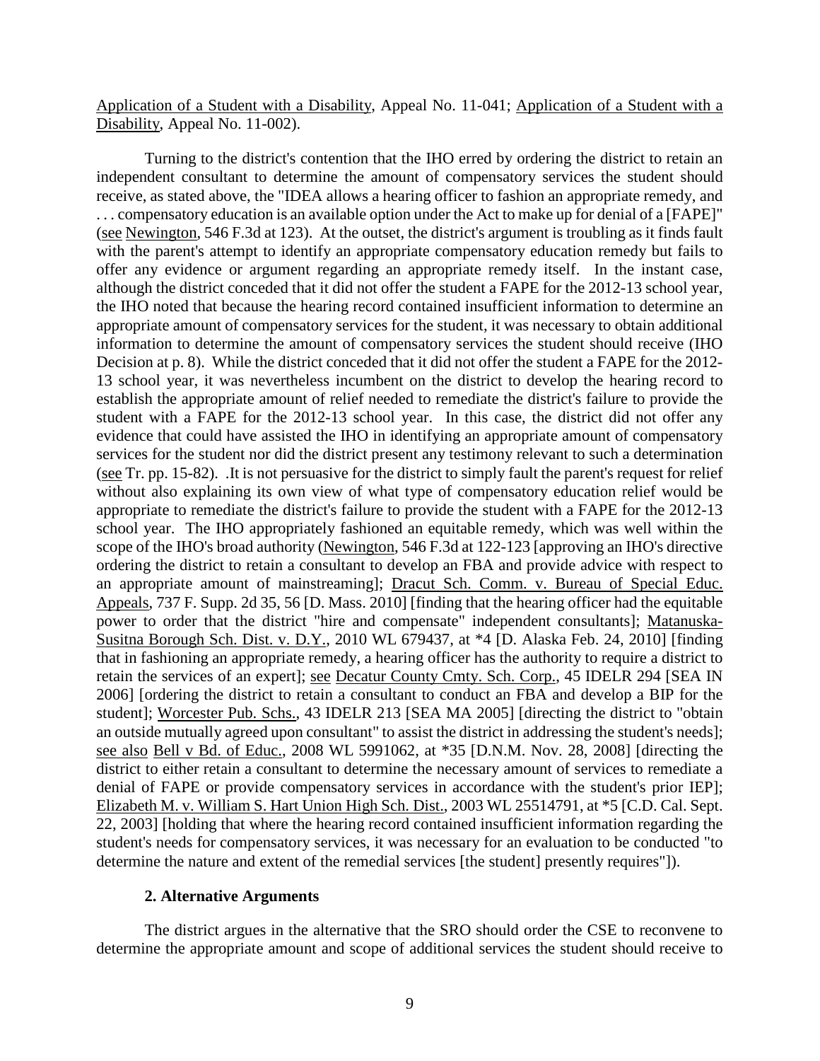Application of a Student with a Disability, Appeal No. 11-041; Application of a Student with a Disability, Appeal No. 11-002).

Turning to the district's contention that the IHO erred by ordering the district to retain an independent consultant to determine the amount of compensatory services the student should receive, as stated above, the "IDEA allows a hearing officer to fashion an appropriate remedy, and . . . compensatory education is an available option under the Act to make up for denial of a [FAPE]" (see Newington, 546 F.3d at 123). At the outset, the district's argument is troubling as it finds fault with the parent's attempt to identify an appropriate compensatory education remedy but fails to offer any evidence or argument regarding an appropriate remedy itself. In the instant case, although the district conceded that it did not offer the student a FAPE for the 2012-13 school year, the IHO noted that because the hearing record contained insufficient information to determine an appropriate amount of compensatory services for the student, it was necessary to obtain additional information to determine the amount of compensatory services the student should receive (IHO Decision at p. 8). While the district conceded that it did not offer the student a FAPE for the 2012-13 school year, it was nevertheless incumbent on the district to develop the hearing record to establish the appropriate amount of relief needed to remediate the district's failure to provide the student with a FAPE for the 2012-13 school year. In this case, the district did not offer any evidence that could have assisted the IHO in identifying an appropriate amount of compensatory services for the student nor did the district present any testimony relevant to such a determination (see Tr. pp. 15-82). .It is not persuasive for the district to simply fault the parent's request for relief without also explaining its own view of what type of compensatory education relief would be appropriate to remediate the district's failure to provide the student with a FAPE for the 2012-13 school year. The IHO appropriately fashioned an equitable remedy, which was well within the scope of the IHO's broad authority (Newington, 546 F.3d at 122-123 [approving an IHO's directive ordering the district to retain a consultant to develop an FBA and provide advice with respect to an appropriate amount of mainstreaming]; Dracut Sch. Comm. v. Bureau of Special Educ. Appeals, 737 F. Supp. 2d 35, 56 [D. Mass. 2010] [finding that the hearing officer had the equitable power to order that the district "hire and compensate" independent consultants]; Matanuska-Susitna Borough Sch. Dist. v. D.Y., 2010 WL 679437, at *4 [D. Alaska Feb. 24, 2010] [finding that in fashioning an appropriate remedy, a hearing officer has the authority to require a district to retain the services of an expert]; see Decatur County Cmty. Sch. Corp., 45 IDELR 294 [SEA IN 2006] [ordering the district to retain a consultant to conduct an FBA and develop a BIP for the student]; Worcester Pub. Schs., 43 IDELR 213 [SEA MA 2005] [directing the district to "obtain an outside mutually agreed upon consultant" to assist the district in addressing the student's needs]; see also Bell v Bd. of Educ., 2008 WL 5991062, at *35 [D.N.M. Nov. 28, 2008] [directing the district to either retain a consultant to determine the necessary amount of services to remediate a denial of FAPE or provide compensatory services in accordance with the student's prior IEP]; Elizabeth M. v. William S. Hart Union High Sch. Dist., 2003 WL 25514791, at *5 [C.D. Cal. Sept. 22, 2003] [holding that where the hearing record contained insufficient information regarding the student's needs for compensatory services, it was necessary for an evaluation to be conducted "to determine the nature and extent of the remedial services [the student] presently requires"]).

#### 2. Alternative Arguments

The district argues in the alternative that the SRO should order the CSE to reconvene to determine the appropriate amount and scope of additional services the student should receive to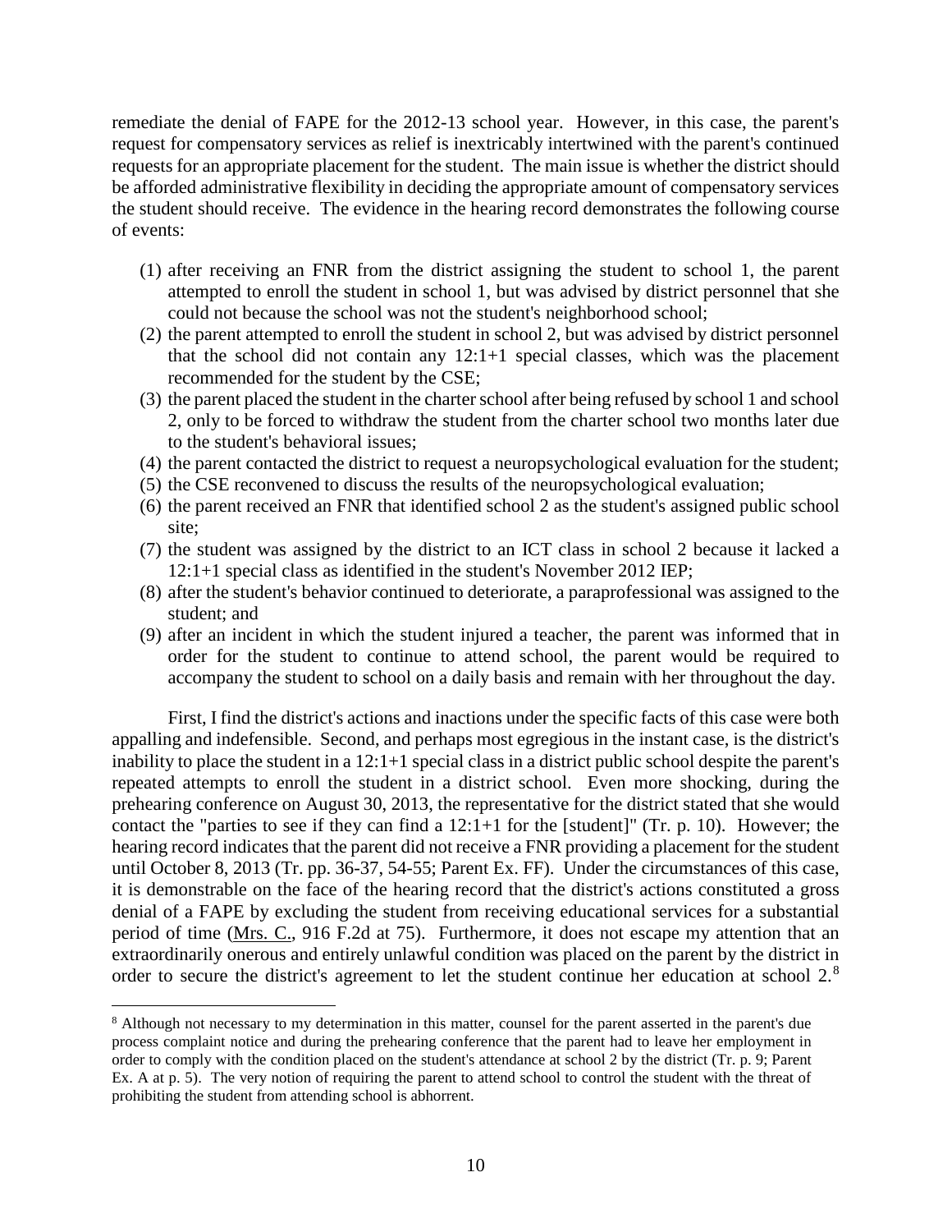remediate the denial of FAPE for the 2012-13 school year. However, in this case, the parent's request for compensatory services as relief is inextricably intertwined with the parent's continued requests for an appropriate placement for the student. The main issue is whether the district should be afforded administrative flexibility in deciding the appropriate amount of compensatory services the student should receive. The evidence in the hearing record demonstrates the following course of events:

(1) after receiving an FNR from the district assigning the student to school 1, the parent attempted to enroll the student in school 1, but was advised by district personnel that she could not because the school was not the student's neighborhood school;
(2) the parent attempted to enroll the student in school 2, but was advised by district personnel that the school did not contain any 12:1+1 special classes, which was the placement recommended for the student by the CSE;
(3) the parent placed the student in the charter school after being refused by school 1 and school 2, only to be forced to withdraw the student from the charter school two months later due to the student's behavioral issues;
(4) the parent contacted the district to request a neuropsychological evaluation for the student;
(5) the CSE reconvened to discuss the results of the neuropsychological evaluation;
(6) the parent received an FNR that identified school 2 as the student's assigned public school site;
(7) the student was assigned by the district to an ICT class in school 2 because it lacked a 12:1+1 special class as identified in the student's November 2012 IEP;
(8) after the student's behavior continued to deteriorate, a paraprofessional was assigned to the student; and
(9) after an incident in which the student injured a teacher, the parent was informed that in order for the student to continue to attend school, the parent would be required to accompany the student to school on a daily basis and remain with her throughout the day.

First, I find the district's actions and inactions under the specific facts of this case were both appalling and indefensible. Second, and perhaps most egregious in the instant case, is the district's inability to place the student in a 12:1+1 special class in a district public school despite the parent's repeated attempts to enroll the student in a district school. Even more shocking, during the prehearing conference on August 30, 2013, the representative for the district stated that she would contact the "parties to see if they can find a 12:1+1 for the [student]" (Tr. p. 10). However; the hearing record indicates that the parent did not receive a FNR providing a placement for the student until October 8, 2013 (Tr. pp. 36-37, 54-55; Parent Ex. FF). Under the circumstances of this case, it is demonstrable on the face of the hearing record that the district's actions constituted a gross denial of a FAPE by excluding the student from receiving educational services for a substantial period of time (Mrs. C., 916 F.2d at 75). Furthermore, it does not escape my attention that an extraordinarily onerous and entirely unlawful condition was placed on the parent by the district in order to secure the district's agreement to let the student continue her education at school 2.[8]

[8] Although not necessary to my determination in this matter, counsel for the parent asserted in the parent's due process complaint notice and during the prehearing conference that the parent had to leave her employment in order to comply with the condition placed on the student's attendance at school 2 by the district (Tr. p. 9; Parent Ex. A at p. 5). The very notion of requiring the parent to attend school to control the student with the threat of prohibiting the student from attending school is abhorrent.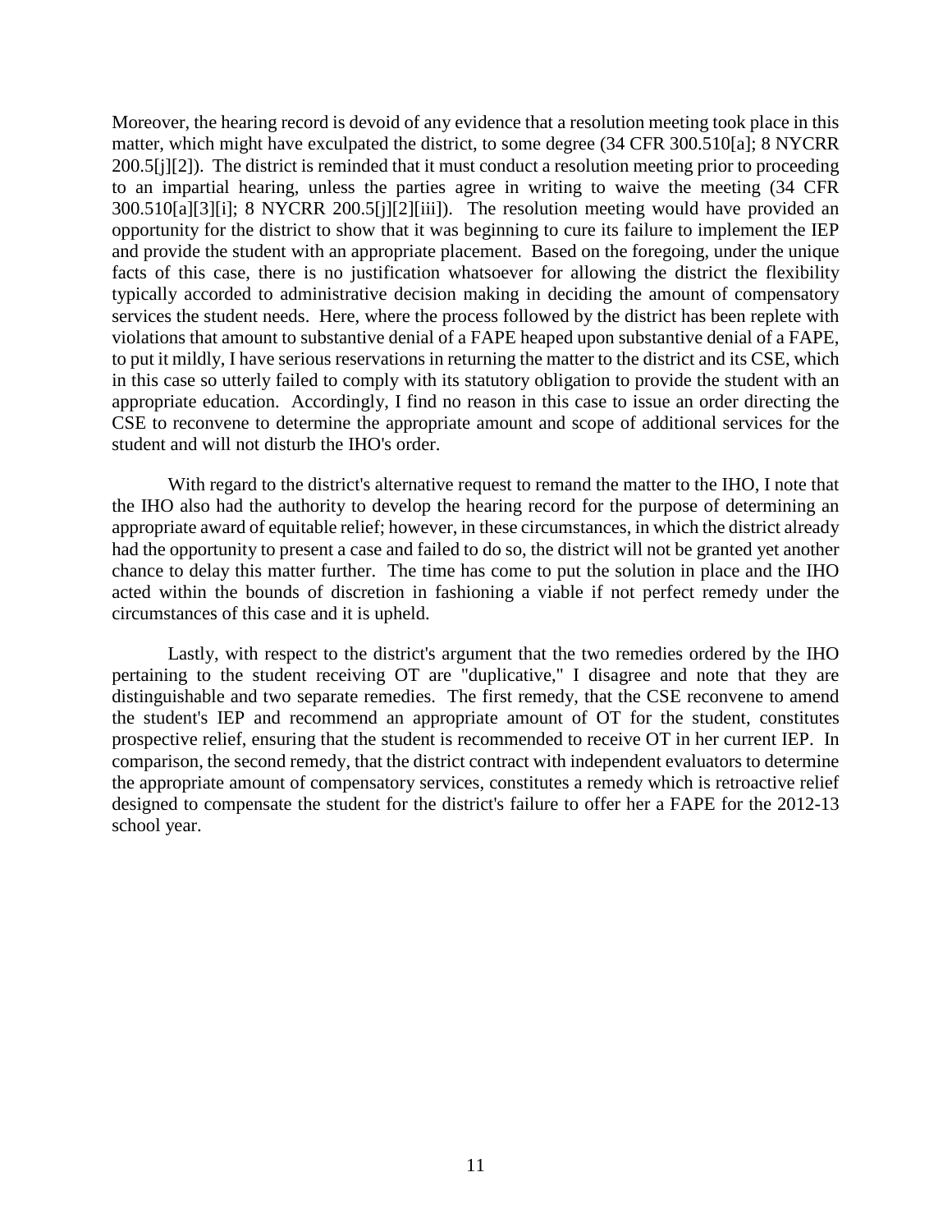Moreover, the hearing record is devoid of any evidence that a resolution meeting took place in this matter, which might have exculpated the district, to some degree (34 CFR 300.510[a]; 8 NYCRR 200.5[j][2]). The district is reminded that it must conduct a resolution meeting prior to proceeding to an impartial hearing, unless the parties agree in writing to waive the meeting (34 CFR 300.510[a][3][i]; 8 NYCRR 200.5[j][2][iii]). The resolution meeting would have provided an opportunity for the district to show that it was beginning to cure its failure to implement the IEP and provide the student with an appropriate placement. Based on the foregoing, under the unique facts of this case, there is no justification whatsoever for allowing the district the flexibility typically accorded to administrative decision making in deciding the amount of compensatory services the student needs. Here, where the process followed by the district has been replete with violations that amount to substantive denial of a FAPE heaped upon substantive denial of a FAPE, to put it mildly, I have serious reservations in returning the matter to the district and its CSE, which in this case so utterly failed to comply with its statutory obligation to provide the student with an appropriate education. Accordingly, I find no reason in this case to issue an order directing the CSE to reconvene to determine the appropriate amount and scope of additional services for the student and will not disturb the IHO's order.

With regard to the district's alternative request to remand the matter to the IHO, I note that the IHO also had the authority to develop the hearing record for the purpose of determining an appropriate award of equitable relief; however, in these circumstances, in which the district already had the opportunity to present a case and failed to do so, the district will not be granted yet another chance to delay this matter further. The time has come to put the solution in place and the IHO acted within the bounds of discretion in fashioning a viable if not perfect remedy under the circumstances of this case and it is upheld.

Lastly, with respect to the district's argument that the two remedies ordered by the IHO pertaining to the student receiving OT are "duplicative," I disagree and note that they are distinguishable and two separate remedies. The first remedy, that the CSE reconvene to amend the student's IEP and recommend an appropriate amount of OT for the student, constitutes prospective relief, ensuring that the student is recommended to receive OT in her current IEP. In comparison, the second remedy, that the district contract with independent evaluators to determine the appropriate amount of compensatory services, constitutes a remedy which is retroactive relief designed to compensate the student for the district's failure to offer her a FAPE for the 2012-13 school year.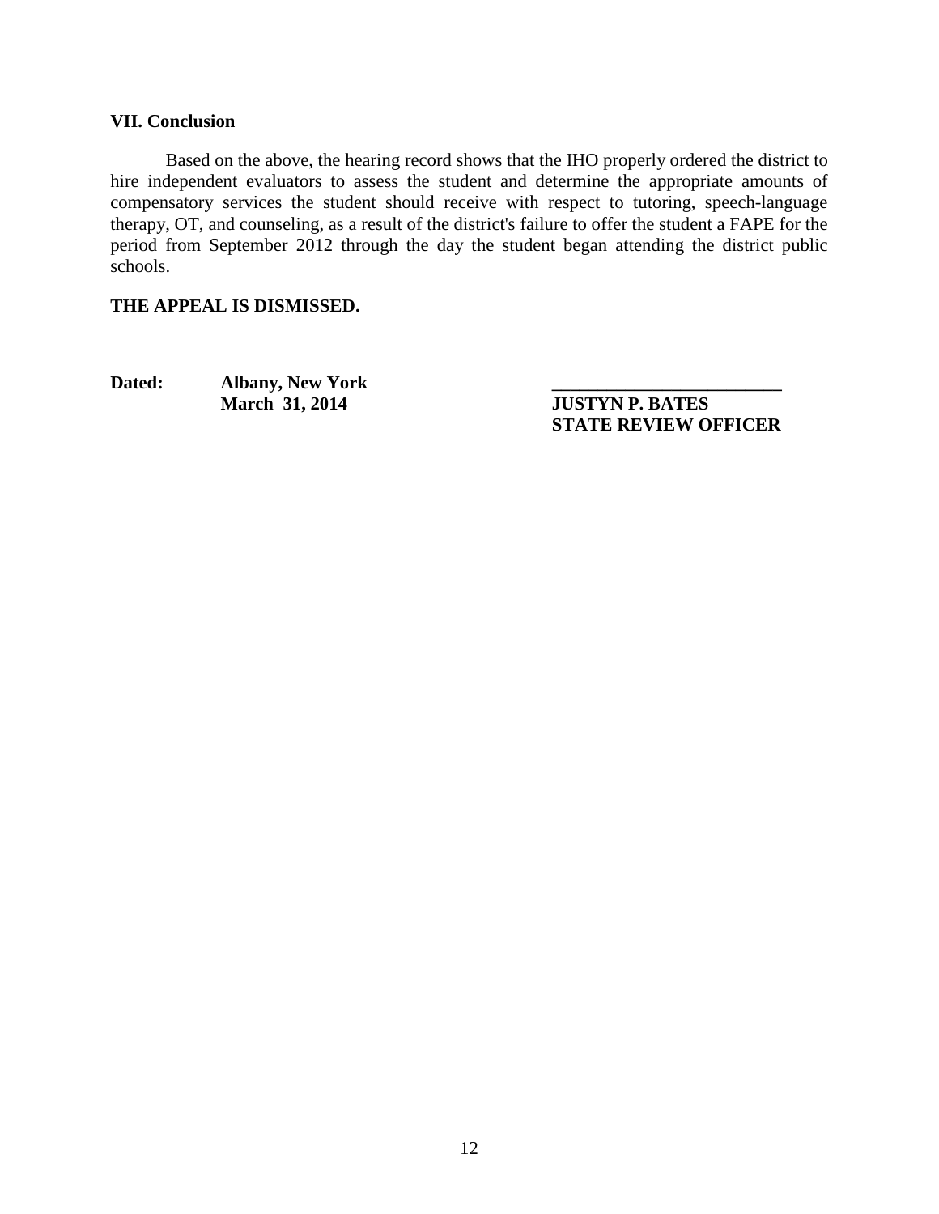## VII. Conclusion

Based on the above, the hearing record shows that the IHO properly ordered the district to hire independent evaluators to assess the student and determine the appropriate amounts of compensatory services the student should receive with respect to tutoring, speech-language therapy, OT, and counseling, as a result of the district's failure to offer the student a FAPE for the period from September 2012 through the day the student began attending the district public schools.

**THE APPEAL IS DISMISSED.**

**Dated: Albany, New York**
**March 31, 2014**

**\_\_\_\_\_\_\_\_\_\_\_\_\_\_\_\_\_\_\_\_\_\_\_\_\_\_**
**JUSTYN P. BATES**
**STATE REVIEW OFFICER**